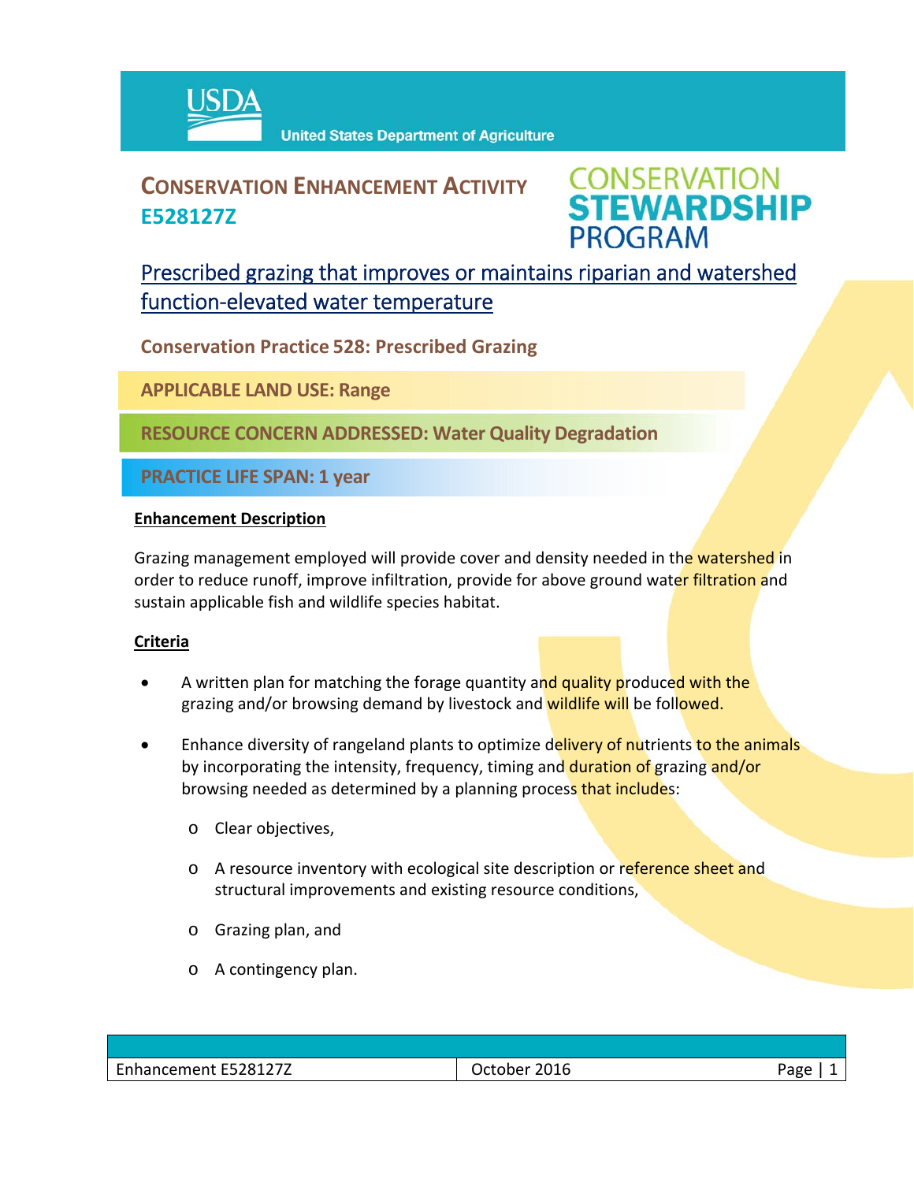USDA United States Department of Agriculture

# CONSERVATION ENHANCEMENT ACTIVITY E528127Z

CONSERVATION STEWARDSHIP PROGRAM

## Prescribed grazing that improves or maintains riparian and watershed function-elevated water temperature

**Conservation Practice 528: Prescribed Grazing**

**APPLICABLE LAND USE: Range**

**RESOURCE CONCERN ADDRESSED: Water Quality Degradation**

**PRACTICE LIFE SPAN: 1 year**

**Enhancement Description**

Grazing management employed will provide cover and density needed in the watershed in order to reduce runoff, improve infiltration, provide for above ground water filtration and sustain applicable fish and wildlife species habitat.

**Criteria**

- A written plan for matching the forage quantity and quality produced with the grazing and/or browsing demand by livestock and wildlife will be followed.
- Enhance diversity of rangeland plants to optimize delivery of nutrients to the animals by incorporating the intensity, frequency, timing and duration of grazing and/or browsing needed as determined by a planning process that includes:
    - Clear objectives,
    - A resource inventory with ecological site description or reference sheet and structural improvements and existing resource conditions,
    - Grazing plan, and
    - A contingency plan.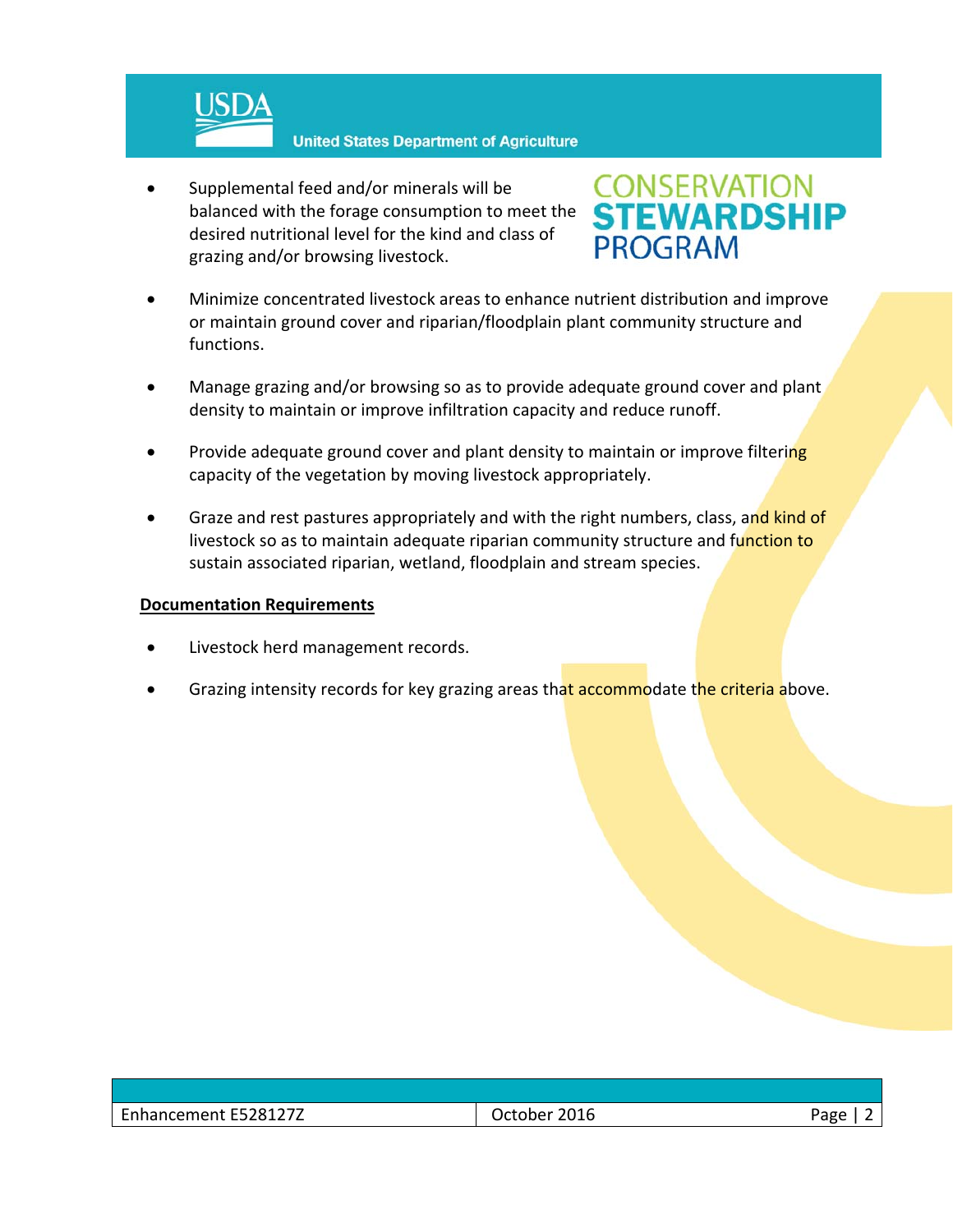- Supplemental feed and/or minerals will be balanced with the forage consumption to meet the desired nutritional level for the kind and class of grazing and/or browsing livestock.

- Minimize concentrated livestock areas to enhance nutrient distribution and improve or maintain ground cover and riparian/floodplain plant community structure and functions.

- Manage grazing and/or browsing so as to provide adequate ground cover and plant density to maintain or improve infiltration capacity and reduce runoff.

- Provide adequate ground cover and plant density to maintain or improve filtering capacity of the vegetation by moving livestock appropriately.

- Graze and rest pastures appropriately and with the right numbers, class, and kind of livestock so as to maintain adequate riparian community structure and function to sustain associated riparian, wetland, floodplain and stream species.

**Documentation Requirements**

- Livestock herd management records.

- Grazing intensity records for key grazing areas that accommodate the criteria above.